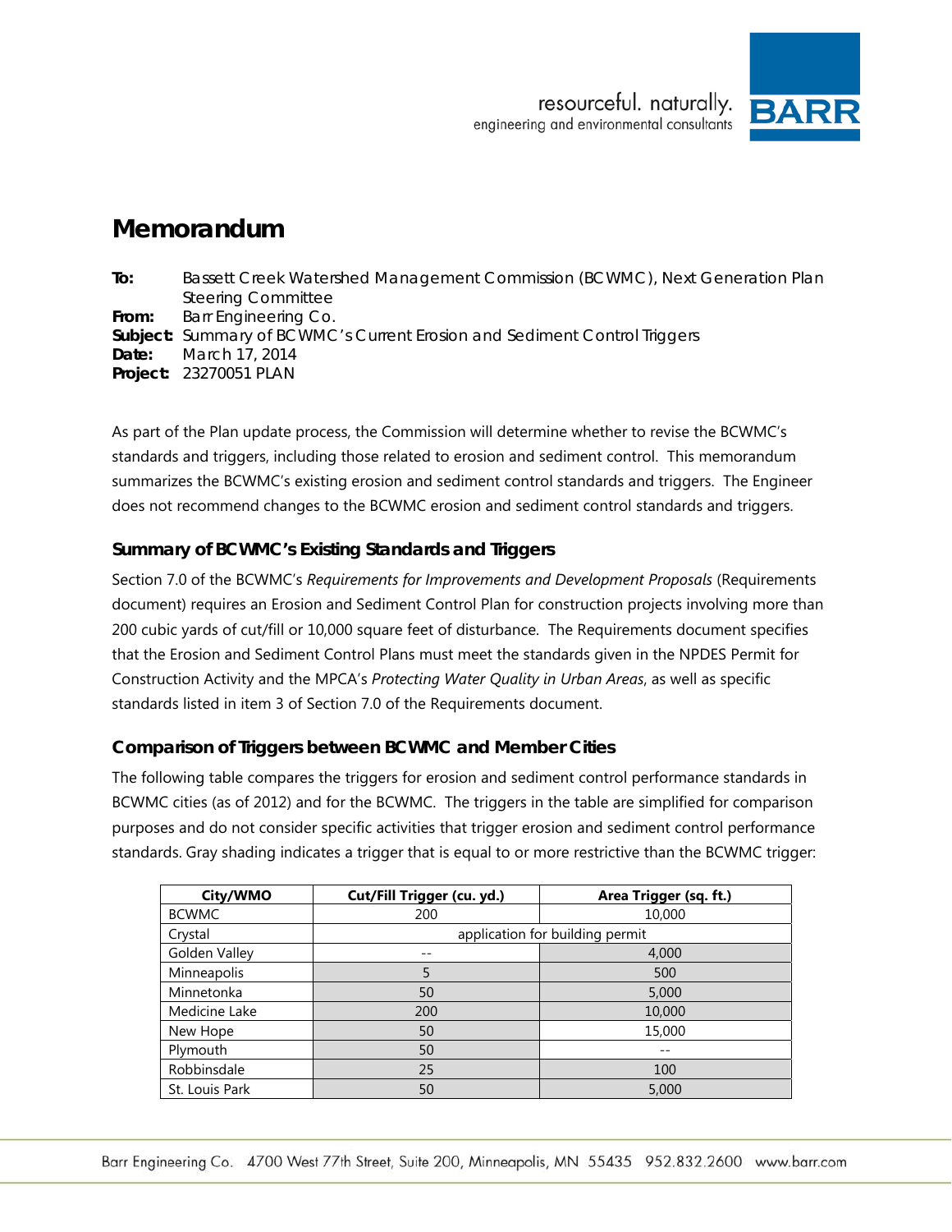# Memorandum

**To:** Bassett Creek Watershed Management Commission (BCWMC), Next Generation Plan Steering Committee
**From:** Barr Engineering Co.
**Subject:** Summary of BCWMC's Current Erosion and Sediment Control Triggers
**Date:** March 17, 2014
**Project:** 23270051 PLAN

As part of the Plan update process, the Commission will determine whether to revise the BCWMC's standards and triggers, including those related to erosion and sediment control. This memorandum summarizes the BCWMC's existing erosion and sediment control standards and triggers. The Engineer does not recommend changes to the BCWMC erosion and sediment control standards and triggers.

## Summary of BCWMC's Existing Standards and Triggers

Section 7.0 of the BCWMC's *Requirements for Improvements and Development Proposals* (Requirements document) requires an Erosion and Sediment Control Plan for construction projects involving more than 200 cubic yards of cut/fill or 10,000 square feet of disturbance. The Requirements document specifies that the Erosion and Sediment Control Plans must meet the standards given in the NPDES Permit for Construction Activity and the MPCA's *Protecting Water Quality in Urban Areas*, as well as specific standards listed in item 3 of Section 7.0 of the Requirements document.

## Comparison of Triggers between BCWMC and Member Cities

The following table compares the triggers for erosion and sediment control performance standards in BCWMC cities (as of 2012) and for the BCWMC. The triggers in the table are simplified for comparison purposes and do not consider specific activities that trigger erosion and sediment control performance standards. Gray shading indicates a trigger that is equal to or more restrictive than the BCWMC trigger:

| City/WMO | Cut/Fill Trigger (cu. yd.) | Area Trigger (sq. ft.) |
|---|---|---|
| BCWMC | 200 | 10,000 |
| Crystal | application for building permit | |
| Golden Valley | -- | 4,000 |
| Minneapolis | 5 | 500 |
| Minnetonka | 50 | 5,000 |
| Medicine Lake | 200 | 10,000 |
| New Hope | 50 | 15,000 |
| Plymouth | 50 | -- |
| Robbinsdale | 25 | 100 |
| St. Louis Park | 50 | 5,000 |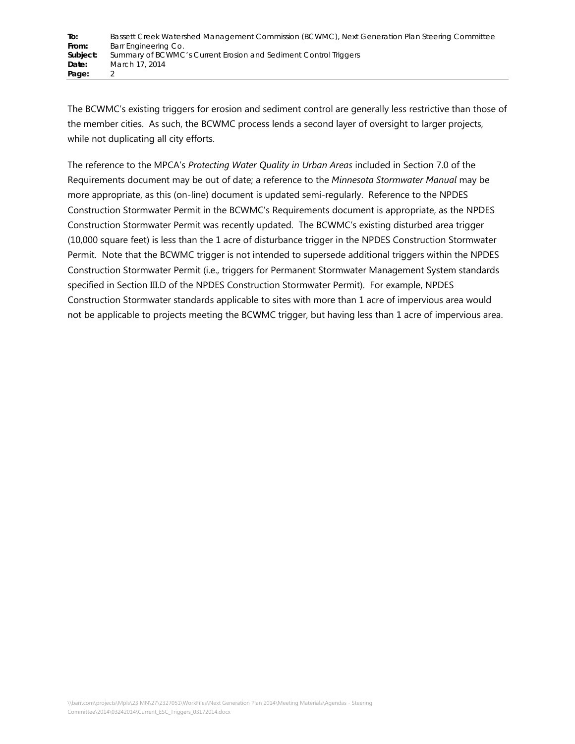The BCWMC's existing triggers for erosion and sediment control are generally less restrictive than those of the member cities. As such, the BCWMC process lends a second layer of oversight to larger projects, while not duplicating all city efforts.

The reference to the MPCA's *Protecting Water Quality in Urban Areas* included in Section 7.0 of the Requirements document may be out of date; a reference to the *Minnesota Stormwater Manual* may be more appropriate, as this (on-line) document is updated semi-regularly. Reference to the NPDES Construction Stormwater Permit in the BCWMC's Requirements document is appropriate, as the NPDES Construction Stormwater Permit was recently updated. The BCWMC's existing disturbed area trigger (10,000 square feet) is less than the 1 acre of disturbance trigger in the NPDES Construction Stormwater Permit. Note that the BCWMC trigger is not intended to supersede additional triggers within the NPDES Construction Stormwater Permit (i.e., triggers for Permanent Stormwater Management System standards specified in Section III.D of the NPDES Construction Stormwater Permit). For example, NPDES Construction Stormwater standards applicable to sites with more than 1 acre of impervious area would not be applicable to projects meeting the BCWMC trigger, but having less than 1 acre of impervious area.